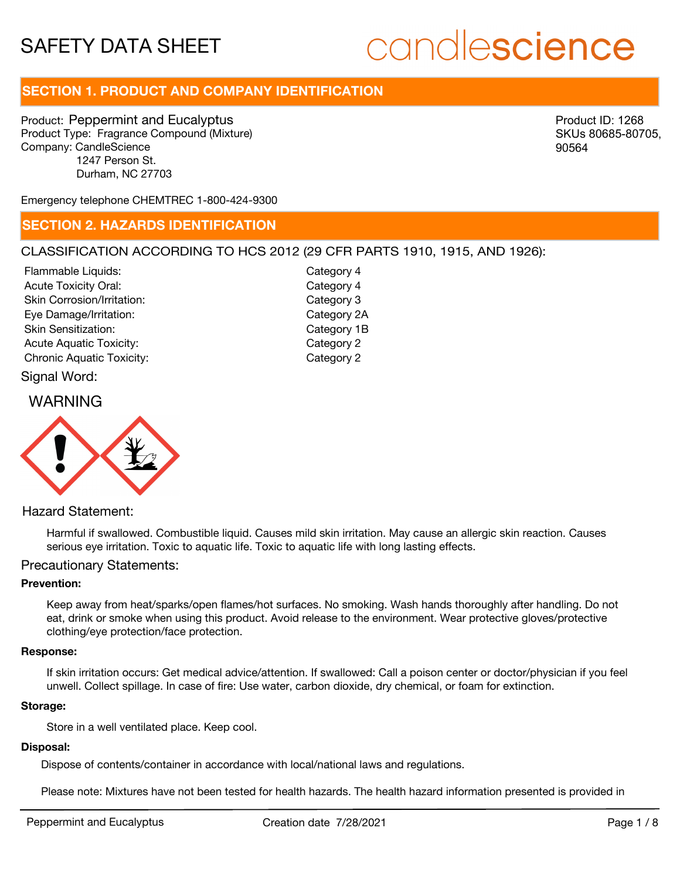# SAFETY DATA SHEET

candlescience

## SECTION 1. PRODUCT AND COMPANY IDENTIFICATION

Product: Peppermint and Eucalyptus
Product Type: Fragrance Compound (Mixture)
Company: CandleScience
1247 Person St.
Durham, NC 27703

Product ID: 1268
SKUs 80685-80705, 90564

Emergency telephone CHEMTREC 1-800-424-9300

## SECTION 2. HAZARDS IDENTIFICATION

CLASSIFICATION ACCORDING TO HCS 2012 (29 CFR PARTS 1910, 1915, AND 1926):

| | |
|---|---|
| Flammable Liquids: | Category 4 |
| Acute Toxicity Oral: | Category 4 |
| Skin Corrosion/Irritation: | Category 3 |
| Eye Damage/Irritation: | Category 2A |
| Skin Sensitization: | Category 1B |
| Acute Aquatic Toxicity: | Category 2 |
| Chronic Aquatic Toxicity: | Category 2 |

Signal Word:

WARNING

Hazard Statement:

Harmful if swallowed. Combustible liquid. Causes mild skin irritation. May cause an allergic skin reaction. Causes serious eye irritation. Toxic to aquatic life. Toxic to aquatic life with long lasting effects.

Precautionary Statements:

**Prevention:**

Keep away from heat/sparks/open flames/hot surfaces. No smoking. Wash hands thoroughly after handling. Do not eat, drink or smoke when using this product. Avoid release to the environment. Wear protective gloves/protective clothing/eye protection/face protection.

**Response:**

If skin irritation occurs: Get medical advice/attention. If swallowed: Call a poison center or doctor/physician if you feel unwell. Collect spillage. In case of fire: Use water, carbon dioxide, dry chemical, or foam for extinction.

**Storage:**

Store in a well ventilated place. Keep cool.

**Disposal:**

Dispose of contents/container in accordance with local/national laws and regulations.

Please note: Mixtures have not been tested for health hazards. The health hazard information presented is provided in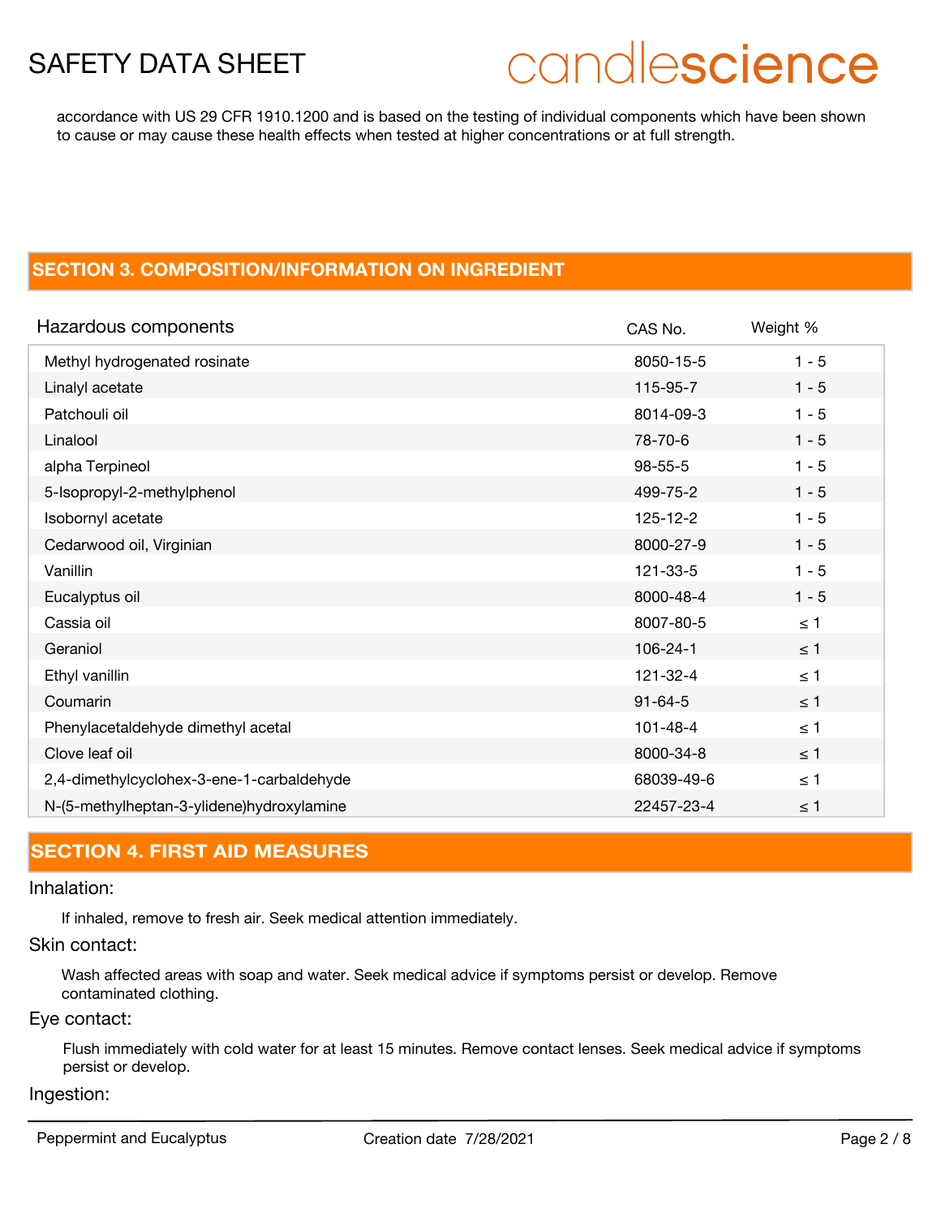accordance with US 29 CFR 1910.1200 and is based on the testing of individual components which have been shown to cause or may cause these health effects when tested at higher concentrations or at full strength.

## SECTION 3. COMPOSITION/INFORMATION ON INGREDIENT

| Hazardous components | CAS No. | Weight % |
|---|---|---|
| Methyl hydrogenated rosinate | 8050-15-5 | 1 - 5 |
| Linalyl acetate | 115-95-7 | 1 - 5 |
| Patchouli oil | 8014-09-3 | 1 - 5 |
| Linalool | 78-70-6 | 1 - 5 |
| alpha Terpineol | 98-55-5 | 1 - 5 |
| 5-Isopropyl-2-methylphenol | 499-75-2 | 1 - 5 |
| Isobornyl acetate | 125-12-2 | 1 - 5 |
| Cedarwood oil, Virginian | 8000-27-9 | 1 - 5 |
| Vanillin | 121-33-5 | 1 - 5 |
| Eucalyptus oil | 8000-48-4 | 1 - 5 |
| Cassia oil | 8007-80-5 | ≤ 1 |
| Geraniol | 106-24-1 | ≤ 1 |
| Ethyl vanillin | 121-32-4 | ≤ 1 |
| Coumarin | 91-64-5 | ≤ 1 |
| Phenylacetaldehyde dimethyl acetal | 101-48-4 | ≤ 1 |
| Clove leaf oil | 8000-34-8 | ≤ 1 |
| 2,4-dimethylcyclohex-3-ene-1-carbaldehyde | 68039-49-6 | ≤ 1 |
| N-(5-methylheptan-3-ylidene)hydroxylamine | 22457-23-4 | ≤ 1 |

## SECTION 4. FIRST AID MEASURES

### Inhalation:

If inhaled, remove to fresh air. Seek medical attention immediately.

### Skin contact:

Wash affected areas with soap and water. Seek medical advice if symptoms persist or develop. Remove contaminated clothing.

### Eye contact:

Flush immediately with cold water for at least 15 minutes. Remove contact lenses. Seek medical advice if symptoms persist or develop.

### Ingestion: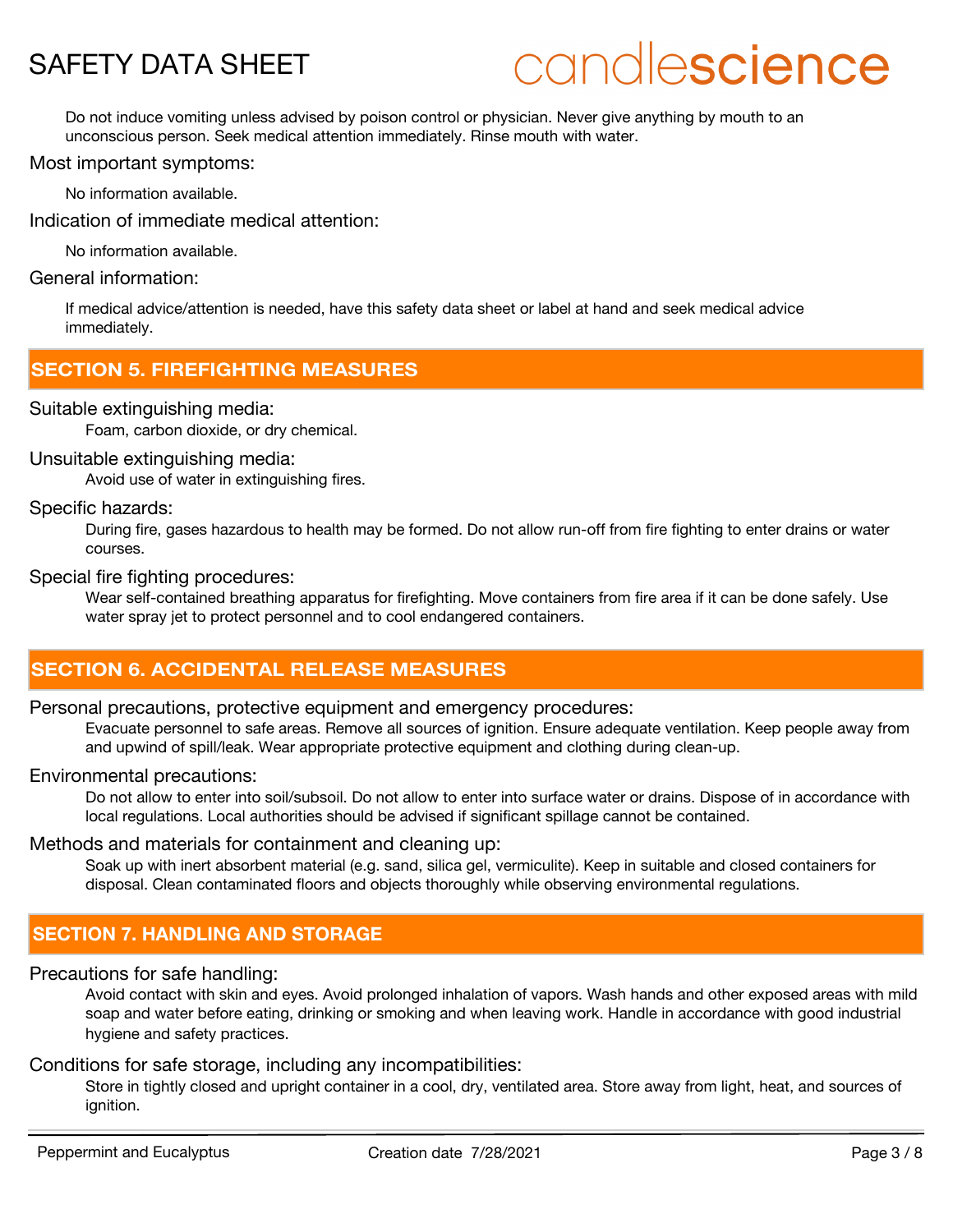Do not induce vomiting unless advised by poison control or physician. Never give anything by mouth to an unconscious person. Seek medical attention immediately. Rinse mouth with water.

Most important symptoms:

No information available.

Indication of immediate medical attention:

No information available.

General information:

If medical advice/attention is needed, have this safety data sheet or label at hand and seek medical advice immediately.

## SECTION 5. FIREFIGHTING MEASURES

Suitable extinguishing media:

Foam, carbon dioxide, or dry chemical.

Unsuitable extinguishing media:

Avoid use of water in extinguishing fires.

Specific hazards:

During fire, gases hazardous to health may be formed. Do not allow run-off from fire fighting to enter drains or water courses.

Special fire fighting procedures:

Wear self-contained breathing apparatus for firefighting. Move containers from fire area if it can be done safely. Use water spray jet to protect personnel and to cool endangered containers.

## SECTION 6. ACCIDENTAL RELEASE MEASURES

Personal precautions, protective equipment and emergency procedures:

Evacuate personnel to safe areas. Remove all sources of ignition. Ensure adequate ventilation. Keep people away from and upwind of spill/leak. Wear appropriate protective equipment and clothing during clean-up.

Environmental precautions:

Do not allow to enter into soil/subsoil. Do not allow to enter into surface water or drains. Dispose of in accordance with local regulations. Local authorities should be advised if significant spillage cannot be contained.

Methods and materials for containment and cleaning up:

Soak up with inert absorbent material (e.g. sand, silica gel, vermiculite). Keep in suitable and closed containers for disposal. Clean contaminated floors and objects thoroughly while observing environmental regulations.

## SECTION 7. HANDLING AND STORAGE

Precautions for safe handling:

Avoid contact with skin and eyes. Avoid prolonged inhalation of vapors. Wash hands and other exposed areas with mild soap and water before eating, drinking or smoking and when leaving work. Handle in accordance with good industrial hygiene and safety practices.

Conditions for safe storage, including any incompatibilities:

Store in tightly closed and upright container in a cool, dry, ventilated area. Store away from light, heat, and sources of ignition.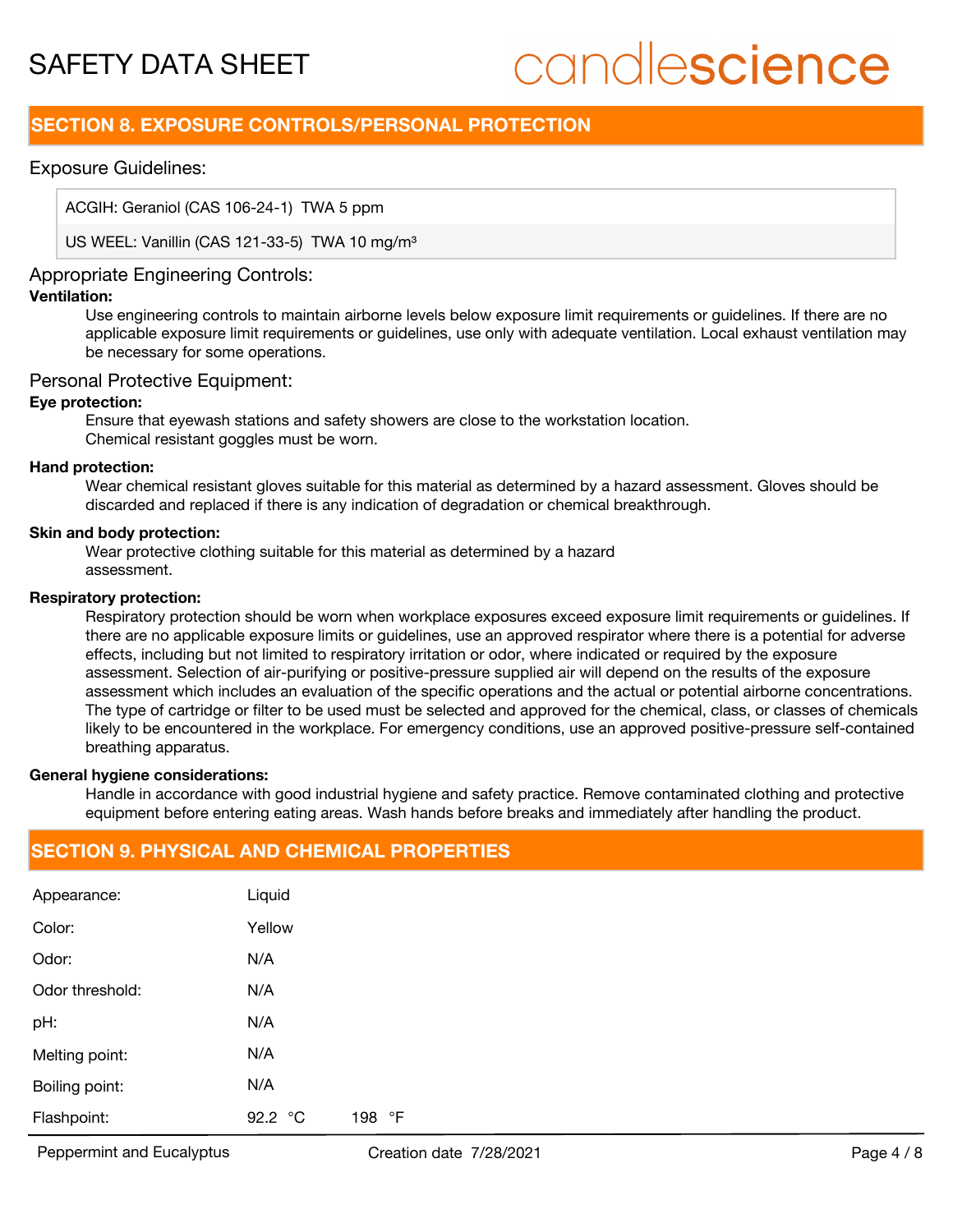## SECTION 8. EXPOSURE CONTROLS/PERSONAL PROTECTION

### Exposure Guidelines:

| |
|---|
| ACGIH: Geraniol (CAS 106-24-1) TWA 5 ppm |
| US WEEL: Vanillin (CAS 121-33-5) TWA 10 mg/m³ |

### Appropriate Engineering Controls:

**Ventilation:**

Use engineering controls to maintain airborne levels below exposure limit requirements or guidelines. If there are no applicable exposure limit requirements or guidelines, use only with adequate ventilation. Local exhaust ventilation may be necessary for some operations.

### Personal Protective Equipment:

**Eye protection:**

Ensure that eyewash stations and safety showers are close to the workstation location.
Chemical resistant goggles must be worn.

**Hand protection:**

Wear chemical resistant gloves suitable for this material as determined by a hazard assessment. Gloves should be discarded and replaced if there is any indication of degradation or chemical breakthrough.

**Skin and body protection:**

Wear protective clothing suitable for this material as determined by a hazard assessment.

**Respiratory protection:**

Respiratory protection should be worn when workplace exposures exceed exposure limit requirements or guidelines. If there are no applicable exposure limits or guidelines, use an approved respirator where there is a potential for adverse effects, including but not limited to respiratory irritation or odor, where indicated or required by the exposure assessment. Selection of air-purifying or positive-pressure supplied air will depend on the results of the exposure assessment which includes an evaluation of the specific operations and the actual or potential airborne concentrations. The type of cartridge or filter to be used must be selected and approved for the chemical, class, or classes of chemicals likely to be encountered in the workplace. For emergency conditions, use an approved positive-pressure self-contained breathing apparatus.

**General hygiene considerations:**

Handle in accordance with good industrial hygiene and safety practice. Remove contaminated clothing and protective equipment before entering eating areas. Wash hands before breaks and immediately after handling the product.

## SECTION 9. PHYSICAL AND CHEMICAL PROPERTIES

| | | |
|---|---|---|
| Appearance: | Liquid | |
| Color: | Yellow | |
| Odor: | N/A | |
| Odor threshold: | N/A | |
| pH: | N/A | |
| Melting point: | N/A | |
| Boiling point: | N/A | |
| Flashpoint: | 92.2 °C | 198 °F |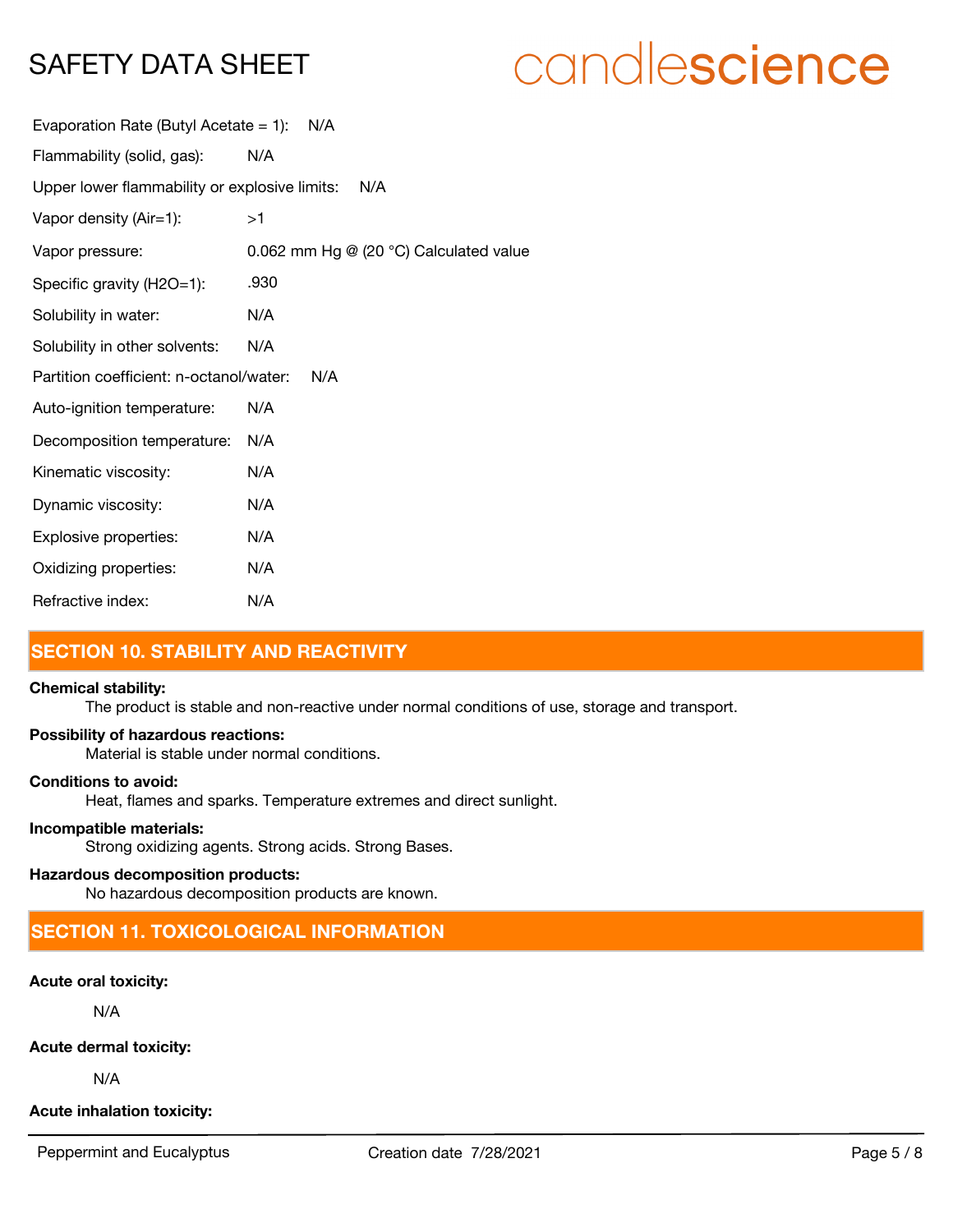Evaporation Rate (Butyl Acetate = 1): N/A

Flammability (solid, gas): N/A

Upper lower flammability or explosive limits: N/A

Vapor density (Air=1): >1

Vapor pressure: 0.062 mm Hg @ (20 °C) Calculated value

Specific gravity (H2O=1): .930

Solubility in water: N/A

Solubility in other solvents: N/A

Partition coefficient: n-octanol/water: N/A

Auto-ignition temperature: N/A

Decomposition temperature: N/A

Kinematic viscosity: N/A

Dynamic viscosity: N/A

Explosive properties: N/A

Oxidizing properties: N/A

Refractive index: N/A

## SECTION 10. STABILITY AND REACTIVITY

**Chemical stability:**

The product is stable and non-reactive under normal conditions of use, storage and transport.

**Possibility of hazardous reactions:**

Material is stable under normal conditions.

**Conditions to avoid:**

Heat, flames and sparks. Temperature extremes and direct sunlight.

**Incompatible materials:**

Strong oxidizing agents. Strong acids. Strong Bases.

**Hazardous decomposition products:**

No hazardous decomposition products are known.

## SECTION 11. TOXICOLOGICAL INFORMATION

**Acute oral toxicity:**

N/A

**Acute dermal toxicity:**

N/A

**Acute inhalation toxicity:**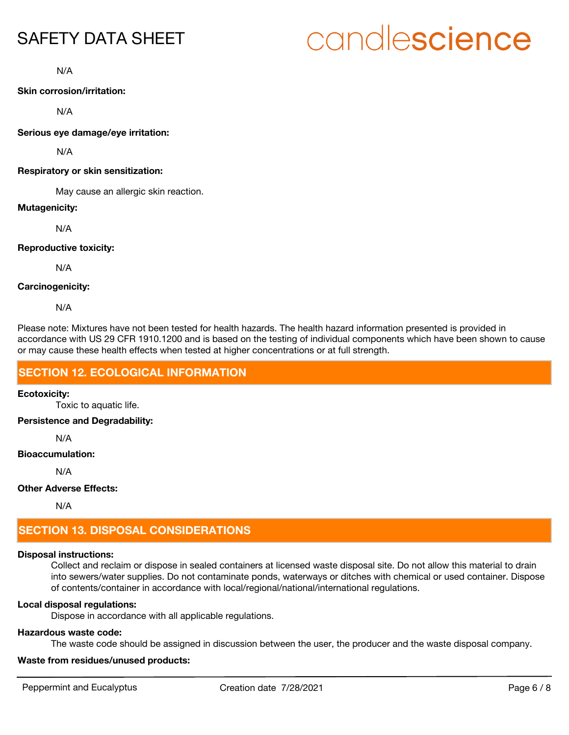N/A

**Skin corrosion/irritation:**

N/A

**Serious eye damage/eye irritation:**

N/A

**Respiratory or skin sensitization:**

May cause an allergic skin reaction.

**Mutagenicity:**

N/A

**Reproductive toxicity:**

N/A

**Carcinogenicity:**

N/A

Please note: Mixtures have not been tested for health hazards. The health hazard information presented is provided in accordance with US 29 CFR 1910.1200 and is based on the testing of individual components which have been shown to cause or may cause these health effects when tested at higher concentrations or at full strength.

## SECTION 12. ECOLOGICAL INFORMATION

**Ecotoxicity:**

Toxic to aquatic life.

**Persistence and Degradability:**

N/A

**Bioaccumulation:**

N/A

**Other Adverse Effects:**

N/A

## SECTION 13. DISPOSAL CONSIDERATIONS

**Disposal instructions:**

Collect and reclaim or dispose in sealed containers at licensed waste disposal site. Do not allow this material to drain into sewers/water supplies. Do not contaminate ponds, waterways or ditches with chemical or used container. Dispose of contents/container in accordance with local/regional/national/international regulations.

**Local disposal regulations:**

Dispose in accordance with all applicable regulations.

**Hazardous waste code:**

The waste code should be assigned in discussion between the user, the producer and the waste disposal company.

**Waste from residues/unused products:**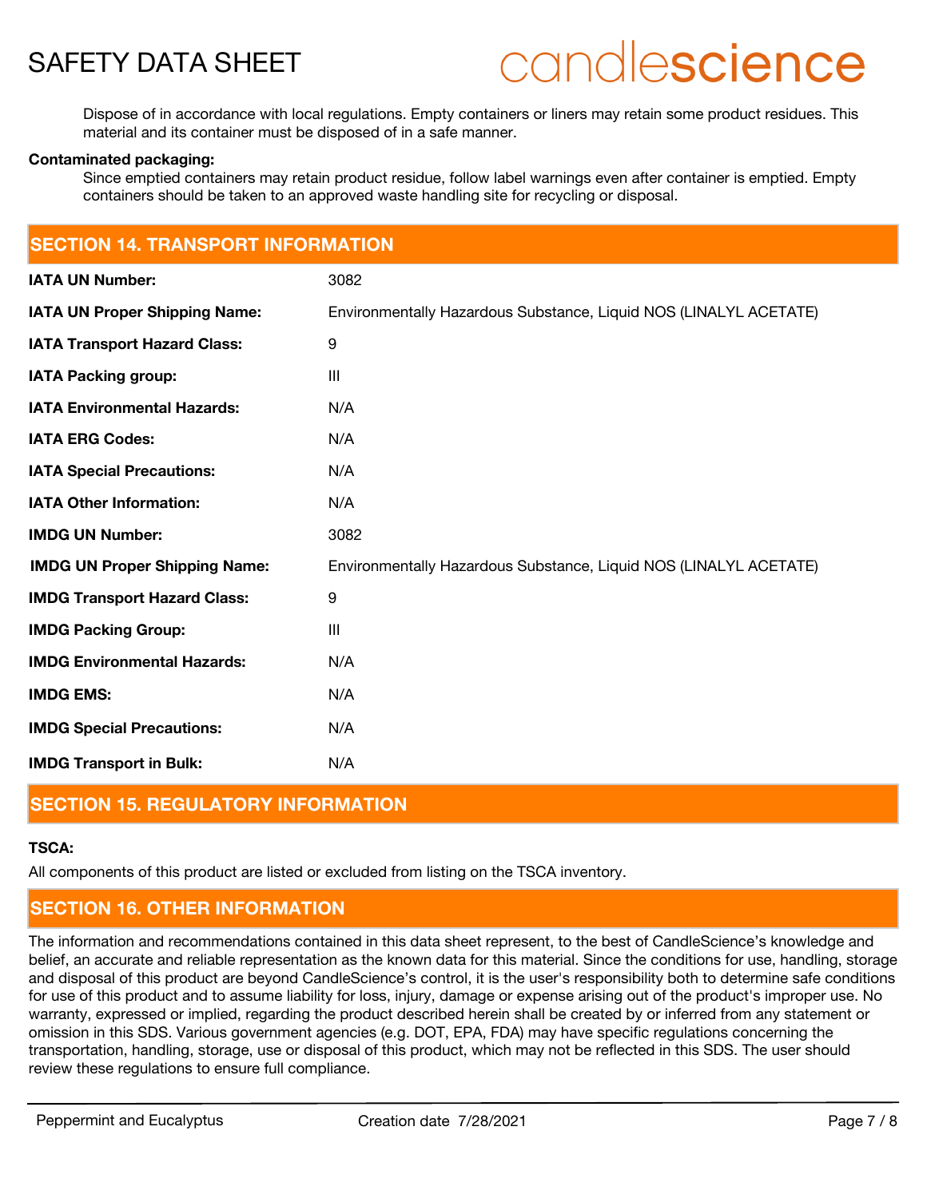Dispose of in accordance with local regulations. Empty containers or liners may retain some product residues. This material and its container must be disposed of in a safe manner.

**Contaminated packaging:**

Since emptied containers may retain product residue, follow label warnings even after container is emptied. Empty containers should be taken to an approved waste handling site for recycling or disposal.

## SECTION 14. TRANSPORT INFORMATION

| | |
|---|---|
| **IATA UN Number:** | 3082 |
| **IATA UN Proper Shipping Name:** | Environmentally Hazardous Substance, Liquid NOS (LINALYL ACETATE) |
| **IATA Transport Hazard Class:** | 9 |
| **IATA Packing group:** | III |
| **IATA Environmental Hazards:** | N/A |
| **IATA ERG Codes:** | N/A |
| **IATA Special Precautions:** | N/A |
| **IATA Other Information:** | N/A |
| **IMDG UN Number:** | 3082 |
| **IMDG UN Proper Shipping Name:** | Environmentally Hazardous Substance, Liquid NOS (LINALYL ACETATE) |
| **IMDG Transport Hazard Class:** | 9 |
| **IMDG Packing Group:** | III |
| **IMDG Environmental Hazards:** | N/A |
| **IMDG EMS:** | N/A |
| **IMDG Special Precautions:** | N/A |
| **IMDG Transport in Bulk:** | N/A |

## SECTION 15. REGULATORY INFORMATION

**TSCA:**

All components of this product are listed or excluded from listing on the TSCA inventory.

## SECTION 16. OTHER INFORMATION

The information and recommendations contained in this data sheet represent, to the best of CandleScience's knowledge and belief, an accurate and reliable representation as the known data for this material. Since the conditions for use, handling, storage and disposal of this product are beyond CandleScience's control, it is the user's responsibility both to determine safe conditions for use of this product and to assume liability for loss, injury, damage or expense arising out of the product's improper use. No warranty, expressed or implied, regarding the product described herein shall be created by or inferred from any statement or omission in this SDS. Various government agencies (e.g. DOT, EPA, FDA) may have specific regulations concerning the transportation, handling, storage, use or disposal of this product, which may not be reflected in this SDS. The user should review these regulations to ensure full compliance.